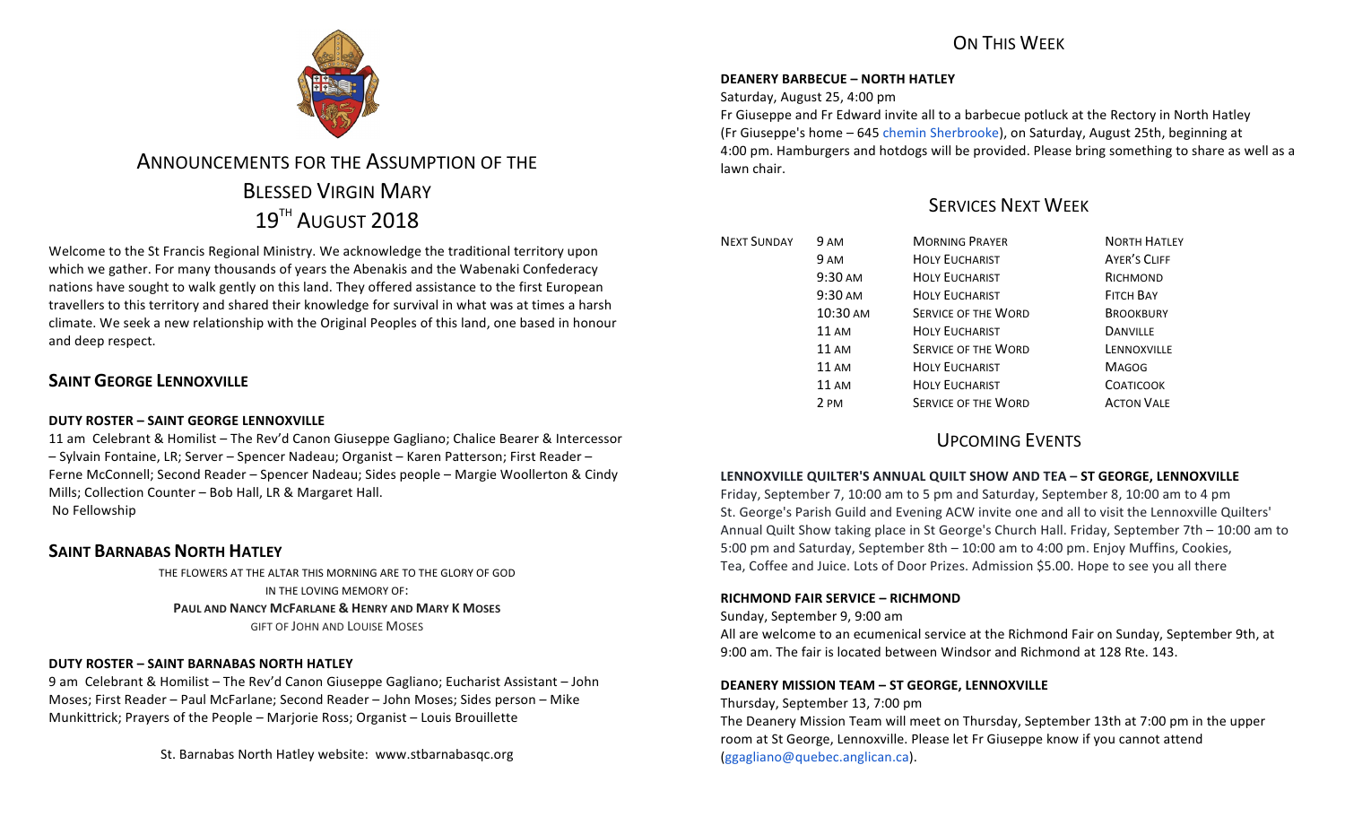# ANNOUNCEMENTS FOR THE ASSUMPTION OF THE BLESSED VIRGIN MARY
## 19TH AUGUST 2018

Welcome to the St Francis Regional Ministry. We acknowledge the traditional territory upon which we gather. For many thousands of years the Abenakis and the Wabenaki Confederacy nations have sought to walk gently on this land. They offered assistance to the first European travellers to this territory and shared their knowledge for survival in what was at times a harsh climate. We seek a new relationship with the Original Peoples of this land, one based in honour and deep respect.

## SAINT GEORGE LENNOXVILLE

**DUTY ROSTER – SAINT GEORGE LENNOXVILLE**

11 am Celebrant & Homilist – The Rev'd Canon Giuseppe Gagliano; Chalice Bearer & Intercessor – Sylvain Fontaine, LR; Server – Spencer Nadeau; Organist – Karen Patterson; First Reader – Ferne McConnell; Second Reader – Spencer Nadeau; Sides people – Margie Woollerton & Cindy Mills; Collection Counter – Bob Hall, LR & Margaret Hall.
No Fellowship

## SAINT BARNABAS NORTH HATLEY

THE FLOWERS AT THE ALTAR THIS MORNING ARE TO THE GLORY OF GOD
IN THE LOVING MEMORY OF:
**PAUL AND NANCY MCFARLANE & HENRY AND MARY K MOSES**
GIFT OF JOHN AND LOUISE MOSES

**DUTY ROSTER – SAINT BARNABAS NORTH HATLEY**

9 am Celebrant & Homilist – The Rev'd Canon Giuseppe Gagliano; Eucharist Assistant – John Moses; First Reader – Paul McFarlane; Second Reader – John Moses; Sides person – Mike Munkittrick; Prayers of the People – Marjorie Ross; Organist – Louis Brouillette

St. Barnabas North Hatley website: www.stbarnabasqc.org

## ON THIS WEEK

**DEANERY BARBECUE – NORTH HATLEY**

Saturday, August 25, 4:00 pm
Fr Giuseppe and Fr Edward invite all to a barbecue potluck at the Rectory in North Hatley (Fr Giuseppe's home – 645 chemin Sherbrooke), on Saturday, August 25th, beginning at 4:00 pm. Hamburgers and hotdogs will be provided. Please bring something to share as well as a lawn chair.

## SERVICES NEXT WEEK

| | | | |
|---|---|---|---|
| NEXT SUNDAY | 9 AM | MORNING PRAYER | NORTH HATLEY |
| | 9 AM | HOLY EUCHARIST | AYER'S CLIFF |
| | 9:30 AM | HOLY EUCHARIST | RICHMOND |
| | 9:30 AM | HOLY EUCHARIST | FITCH BAY |
| | 10:30 AM | SERVICE OF THE WORD | BROOKBURY |
| | 11 AM | HOLY EUCHARIST | DANVILLE |
| | 11 AM | SERVICE OF THE WORD | LENNOXVILLE |
| | 11 AM | HOLY EUCHARIST | MAGOG |
| | 11 AM | HOLY EUCHARIST | COATICOOK |
| | 2 PM | SERVICE OF THE WORD | ACTON VALE |

## UPCOMING EVENTS

**LENNOXVILLE QUILTER'S ANNUAL QUILT SHOW AND TEA – ST GEORGE, LENNOXVILLE**

Friday, September 7, 10:00 am to 5 pm and Saturday, September 8, 10:00 am to 4 pm
St. George's Parish Guild and Evening ACW invite one and all to visit the Lennoxville Quilters' Annual Quilt Show taking place in St George's Church Hall. Friday, September 7th – 10:00 am to 5:00 pm and Saturday, September 8th – 10:00 am to 4:00 pm. Enjoy Muffins, Cookies, Tea, Coffee and Juice. Lots of Door Prizes. Admission $5.00. Hope to see you all there

**RICHMOND FAIR SERVICE – RICHMOND**

Sunday, September 9, 9:00 am
All are welcome to an ecumenical service at the Richmond Fair on Sunday, September 9th, at 9:00 am. The fair is located between Windsor and Richmond at 128 Rte. 143.

**DEANERY MISSION TEAM – ST GEORGE, LENNOXVILLE**

Thursday, September 13, 7:00 pm
The Deanery Mission Team will meet on Thursday, September 13th at 7:00 pm in the upper room at St George, Lennoxville. Please let Fr Giuseppe know if you cannot attend (ggagliano@quebec.anglican.ca).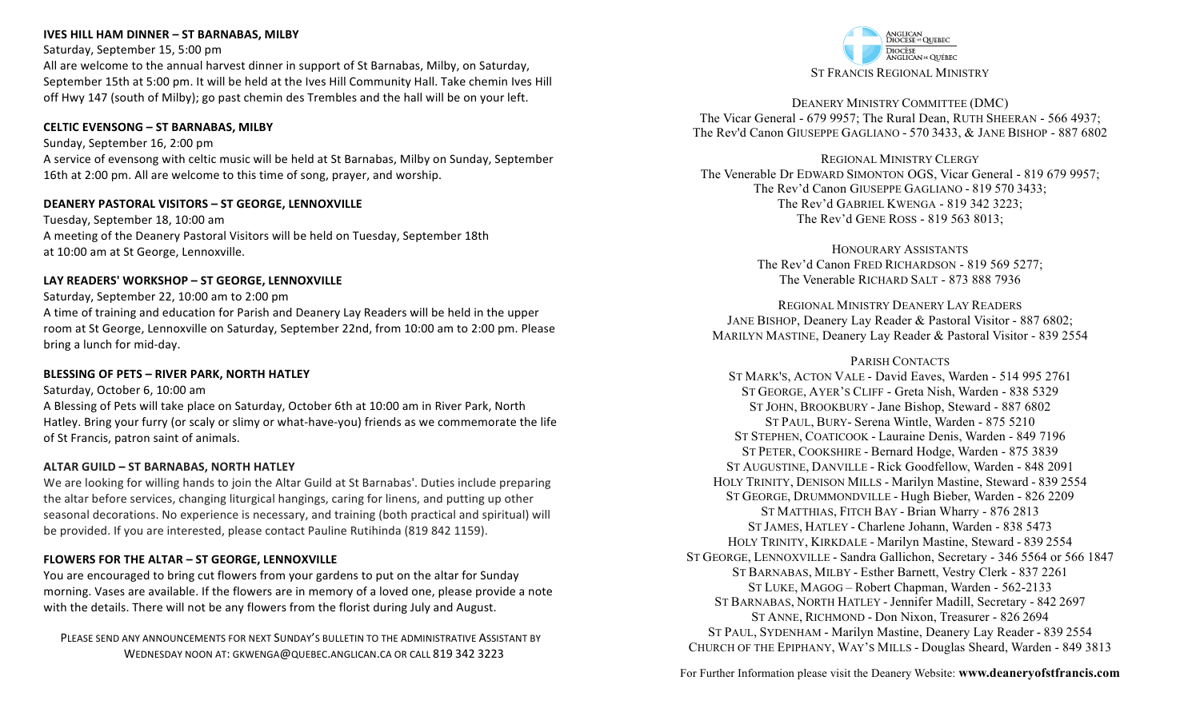### IVES HILL HAM DINNER – ST BARNABAS, MILBY

Saturday, September 15, 5:00 pm

All are welcome to the annual harvest dinner in support of St Barnabas, Milby, on Saturday, September 15th at 5:00 pm. It will be held at the Ives Hill Community Hall. Take chemin Ives Hill off Hwy 147 (south of Milby); go past chemin des Trembles and the hall will be on your left.

### CELTIC EVENSONG – ST BARNABAS, MILBY

Sunday, September 16, 2:00 pm

A service of evensong with celtic music will be held at St Barnabas, Milby on Sunday, September 16th at 2:00 pm. All are welcome to this time of song, prayer, and worship.

### DEANERY PASTORAL VISITORS – ST GEORGE, LENNOXVILLE

Tuesday, September 18, 10:00 am

A meeting of the Deanery Pastoral Visitors will be held on Tuesday, September 18th at 10:00 am at St George, Lennoxville.

### LAY READERS' WORKSHOP – ST GEORGE, LENNOXVILLE

Saturday, September 22, 10:00 am to 2:00 pm

A time of training and education for Parish and Deanery Lay Readers will be held in the upper room at St George, Lennoxville on Saturday, September 22nd, from 10:00 am to 2:00 pm. Please bring a lunch for mid-day.

### BLESSING OF PETS – RIVER PARK, NORTH HATLEY

Saturday, October 6, 10:00 am

A Blessing of Pets will take place on Saturday, October 6th at 10:00 am in River Park, North Hatley. Bring your furry (or scaly or slimy or what-have-you) friends as we commemorate the life of St Francis, patron saint of animals.

### ALTAR GUILD – ST BARNABAS, NORTH HATLEY

We are looking for willing hands to join the Altar Guild at St Barnabas'. Duties include preparing the altar before services, changing liturgical hangings, caring for linens, and putting up other seasonal decorations. No experience is necessary, and training (both practical and spiritual) will be provided. If you are interested, please contact Pauline Rutihinda (819 842 1159).

### FLOWERS FOR THE ALTAR – ST GEORGE, LENNOXVILLE

You are encouraged to bring cut flowers from your gardens to put on the altar for Sunday morning. Vases are available. If the flowers are in memory of a loved one, please provide a note with the details. There will not be any flowers from the florist during July and August.

PLEASE SEND ANY ANNOUNCEMENTS FOR NEXT SUNDAY'S BULLETIN TO THE ADMINISTRATIVE ASSISTANT BY WEDNESDAY NOON AT: GKWENGA@QUEBEC.ANGLICAN.CA OR CALL 819 342 3223

Anglican Diocese of Quebec
Diocèse Anglican de Québec

ST FRANCIS REGIONAL MINISTRY

DEANERY MINISTRY COMMITTEE (DMC)
The Vicar General - 679 9957; The Rural Dean, RUTH SHEERAN - 566 4937;
The Rev'd Canon GIUSEPPE GAGLIANO - 570 3433, & JANE BISHOP - 887 6802

REGIONAL MINISTRY CLERGY
The Venerable Dr EDWARD SIMONTON OGS, Vicar General - 819 679 9957;
The Rev'd Canon GIUSEPPE GAGLIANO - 819 570 3433;
The Rev'd GABRIEL KWENGA - 819 342 3223;
The Rev'd GENE ROSS - 819 563 8013;

HONOURARY ASSISTANTS
The Rev'd Canon FRED RICHARDSON - 819 569 5277;
The Venerable RICHARD SALT - 873 888 7936

REGIONAL MINISTRY DEANERY LAY READERS
JANE BISHOP, Deanery Lay Reader & Pastoral Visitor - 887 6802;
MARILYN MASTINE, Deanery Lay Reader & Pastoral Visitor - 839 2554

PARISH CONTACTS
ST MARK'S, ACTON VALE - David Eaves, Warden - 514 995 2761
ST GEORGE, AYER'S CLIFF - Greta Nish, Warden - 838 5329
ST JOHN, BROOKBURY - Jane Bishop, Steward - 887 6802
ST PAUL, BURY- Serena Wintle, Warden - 875 5210
ST STEPHEN, COATICOOK - Lauraine Denis, Warden - 849 7196
ST PETER, COOKSHIRE - Bernard Hodge, Warden - 875 3839
ST AUGUSTINE, DANVILLE - Rick Goodfellow, Warden - 848 2091
HOLY TRINITY, DENISON MILLS - Marilyn Mastine, Steward - 839 2554
ST GEORGE, DRUMMONDVILLE - Hugh Bieber, Warden - 826 2209
ST MATTHIAS, FITCH BAY - Brian Wharry - 876 2813
ST JAMES, HATLEY - Charlene Johann, Warden - 838 5473
HOLY TRINITY, KIRKDALE - Marilyn Mastine, Steward - 839 2554
ST GEORGE, LENNOXVILLE - Sandra Gallichon, Secretary - 346 5564 or 566 1847
ST BARNABAS, MILBY - Esther Barnett, Vestry Clerk - 837 2261
ST LUKE, MAGOG – Robert Chapman, Warden - 562-2133
ST BARNABAS, NORTH HATLEY - Jennifer Madill, Secretary - 842 2697
ST ANNE, RICHMOND - Don Nixon, Treasurer - 826 2694
ST PAUL, SYDENHAM - Marilyn Mastine, Deanery Lay Reader - 839 2554
CHURCH OF THE EPIPHANY, WAY'S MILLS - Douglas Sheard, Warden - 849 3813

For Further Information please visit the Deanery Website: **www.deaneryofstfrancis.com**